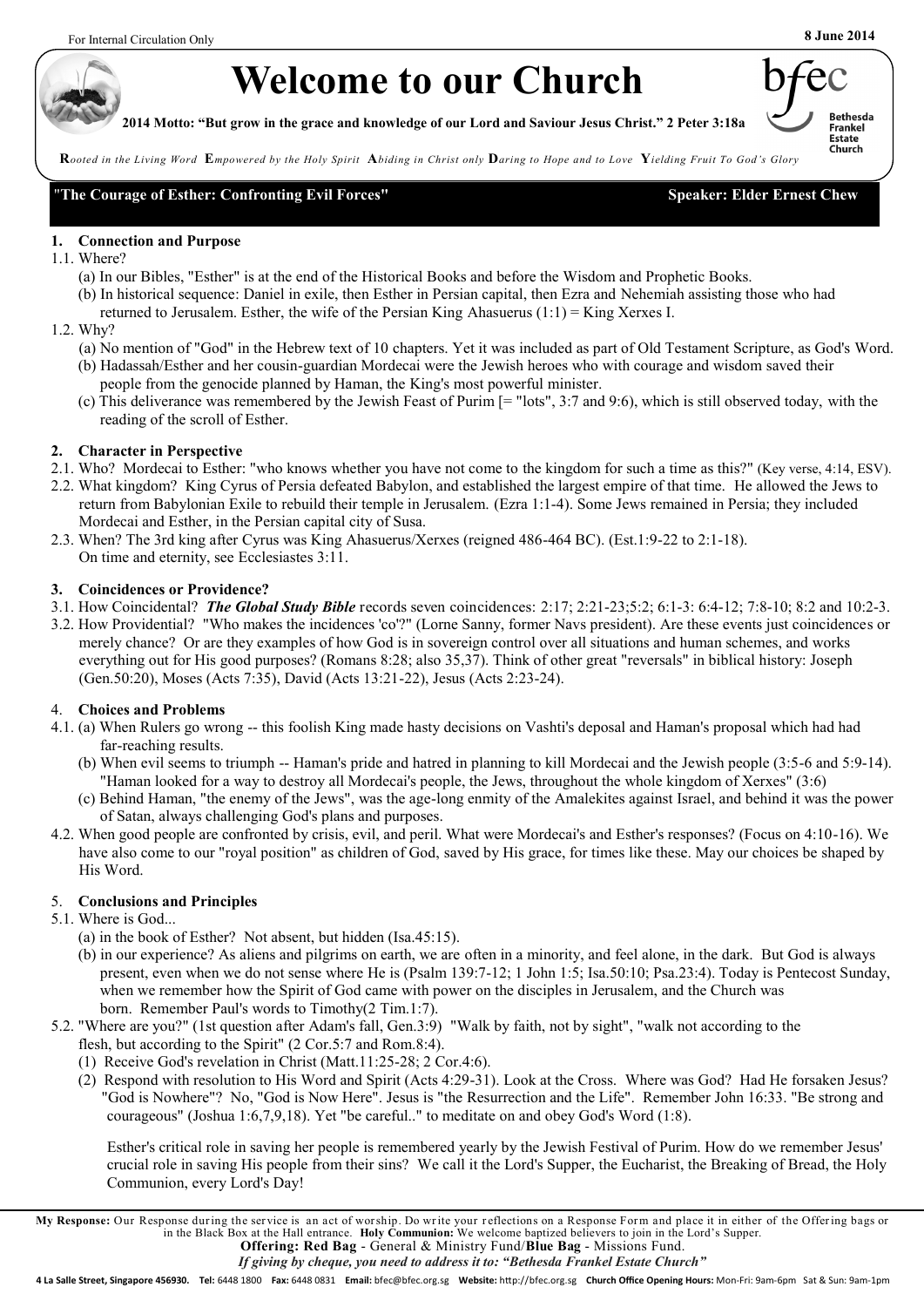For Internal Circulation Only

**8 June 2014**

# Welcome to our Church

**2014 Motto: "But grow in the grace and knowledge of our Lord and Saviour Jesus Christ." 2 Peter 3:18a**

bfec — Bethesda Frankel Estate Church

***R**ooted in the Living Word **E**mpowered by the Holy Spirit **A**biding in Christ only **D**aring to Hope and to Love **Y**ielding Fruit To God's Glory*

**"The Courage of Esther: Confronting Evil Forces"** — **Speaker: Elder Ernest Chew**

## 1. Connection and Purpose

1.1. Where?

(a) In our Bibles, "Esther" is at the end of the Historical Books and before the Wisdom and Prophetic Books.

(b) In historical sequence: Daniel in exile, then Esther in Persian capital, then Ezra and Nehemiah assisting those who had returned to Jerusalem. Esther, the wife of the Persian King Ahasuerus (1:1) = King Xerxes I.

1.2. Why?

(a) No mention of "God" in the Hebrew text of 10 chapters. Yet it was included as part of Old Testament Scripture, as God's Word.

(b) Hadassah/Esther and her cousin-guardian Mordecai were the Jewish heroes who with courage and wisdom saved their people from the genocide planned by Haman, the King's most powerful minister.

(c) This deliverance was remembered by the Jewish Feast of Purim [= "lots", 3:7 and 9:6), which is still observed today, with the reading of the scroll of Esther.

## 2. Character in Perspective

2.1. Who? Mordecai to Esther: "who knows whether you have not come to the kingdom for such a time as this?" (Key verse, 4:14, ESV).

2.2. What kingdom? King Cyrus of Persia defeated Babylon, and established the largest empire of that time. He allowed the Jews to return from Babylonian Exile to rebuild their temple in Jerusalem. (Ezra 1:1-4). Some Jews remained in Persia; they included Mordecai and Esther, in the Persian capital city of Susa.

2.3. When? The 3rd king after Cyrus was King Ahasuerus/Xerxes (reigned 486-464 BC). (Est.1:9-22 to 2:1-18). On time and eternity, see Ecclesiastes 3:11.

## 3. Coincidences or Providence?

3.1. How Coincidental? ***The Global Study Bible*** records seven coincidences: 2:17; 2:21-23;5:2; 6:1-3: 6:4-12; 7:8-10; 8:2 and 10:2-3.

3.2. How Providential? "Who makes the incidences 'co'?" (Lorne Sanny, former Navs president). Are these events just coincidences or merely chance? Or are they examples of how God is in sovereign control over all situations and human schemes, and works everything out for His good purposes? (Romans 8:28; also 35,37). Think of other great "reversals" in biblical history: Joseph (Gen.50:20), Moses (Acts 7:35), David (Acts 13:21-22), Jesus (Acts 2:23-24).

## 4. Choices and Problems

4.1. (a) When Rulers go wrong -- this foolish King made hasty decisions on Vashti's deposal and Haman's proposal which had had far-reaching results.

(b) When evil seems to triumph -- Haman's pride and hatred in planning to kill Mordecai and the Jewish people (3:5-6 and 5:9-14). "Haman looked for a way to destroy all Mordecai's people, the Jews, throughout the whole kingdom of Xerxes" (3:6)

(c) Behind Haman, "the enemy of the Jews", was the age-long enmity of the Amalekites against Israel, and behind it was the power of Satan, always challenging God's plans and purposes.

4.2. When good people are confronted by crisis, evil, and peril. What were Mordecai's and Esther's responses? (Focus on 4:10-16). We have also come to our "royal position" as children of God, saved by His grace, for times like these. May our choices be shaped by His Word.

## 5. Conclusions and Principles

5.1. Where is God...

(a) in the book of Esther? Not absent, but hidden (Isa.45:15).

(b) in our experience? As aliens and pilgrims on earth, we are often in a minority, and feel alone, in the dark. But God is always present, even when we do not sense where He is (Psalm 139:7-12; 1 John 1:5; Isa.50:10; Psa.23:4). Today is Pentecost Sunday, when we remember how the Spirit of God came with power on the disciples in Jerusalem, and the Church was born. Remember Paul's words to Timothy(2 Tim.1:7).

5.2. "Where are you?" (1st question after Adam's fall, Gen.3:9) "Walk by faith, not by sight", "walk not according to the flesh, but according to the Spirit" (2 Cor.5:7 and Rom.8:4).

(1) Receive God's revelation in Christ (Matt.11:25-28; 2 Cor.4:6).

(2) Respond with resolution to His Word and Spirit (Acts 4:29-31). Look at the Cross. Where was God? Had He forsaken Jesus? "God is Nowhere"? No, "God is Now Here". Jesus is "the Resurrection and the Life". Remember John 16:33. "Be strong and courageous" (Joshua 1:6,7,9,18). Yet "be careful.." to meditate on and obey God's Word (1:8).

Esther's critical role in saving her people is remembered yearly by the Jewish Festival of Purim. How do we remember Jesus' crucial role in saving His people from their sins? We call it the Lord's Supper, the Eucharist, the Breaking of Bread, the Holy Communion, every Lord's Day!

---

**My Response:** Our Response during the service is an act of worship. Do write your reflections on a Response Form and place it in either of the Offering bags or in the Black Box at the Hall entrance. **Holy Communion:** We welcome baptized believers to join in the Lord's Supper.

**Offering: Red Bag** - General & Ministry Fund/**Blue Bag** - Missions Fund.

*If giving by cheque, you need to address it to: "Bethesda Frankel Estate Church"*

**4 La Salle Street, Singapore 456930. Tel:** 6448 1800 **Fax:** 6448 0831 **Email:** bfec@bfec.org.sg **Website:** http://bfec.org.sg **Church Office Opening Hours:** Mon-Fri: 9am-6pm Sat & Sun: 9am-1pm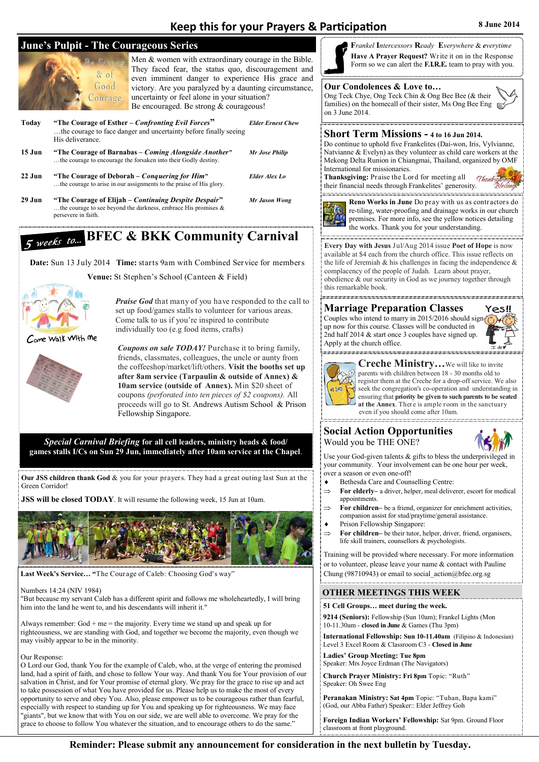# Keep this for your Prayers & Participation

8 June 2014

## June's Pulpit - The Courageous Series

Be Strong & of Good Courage

Men & women with extraordinary courage in the Bible. They faced fear, the status quo, discouragement and even imminent danger to experience His grace and victory. Are you paralyzed by a daunting circumstance, uncertainty or feel alone in your situation? Be encouraged. Be strong & courageous!

| | | |
|---|---|---|
| **Today** | **"The Courage of Esther –** ***Confronting Evil Forces*****"** …the courage to face danger and uncertainty before finally seeing His deliverance. | ***Elder Ernest Chew*** |
| **15 Jun** | **"The Courage of Barnabas –** ***Coming Alongside Another*****"** …the courage to encourage the forsaken into their Godly destiny. | ***Mr Jose Philip*** |
| **22 Jun** | **"The Courage of Deborah –** ***Conquering for Him*****"** …the courage to arise in our assignments to the praise of His glory. | ***Elder Alex Lo*** |
| **29 Jun** | **"The Courage of Elijah –** ***Continuing Despite Despair*****"** …the courage to see beyond the darkness, embrace His promises & persevere in faith. | ***Mr Jason Wong*** |

## *5 weeks to...* BFEC & BKK Community Carnival

**Date:** Sun 13 July 2014 **Time:** starts 9am with Combined Service for members

**Venue:** St Stephen's School (Canteen & Field)

Come Walk With me

***Praise God*** that many of you have responded to the call to set up food/games stalls to volunteer for various areas. Come talk to us if you're inspired to contribute individually too (e.g food items, crafts)

***Coupons on sale TODAY!*** Purchase it to bring family, friends, classmates, colleagues, the uncle or aunty from the coffeeshop/market/lift/others. **Visit the booths set up after 8am service (Tarpaulin & outside of Annex) & 10am service (outside of Annex).** Min $20 sheet of coupons *(perforated into ten pieces of $2 coupons).* All proceeds will go to St. Andrews Autism School & Prison Fellowship Singapore.

***Special Carnival Briefing*** **for all cell leaders, ministry heads & food/ games stalls I/Cs on Sun 29 Jun, immediately after 10am service at the Chapel.**

**Our JSS children thank God** & you for your prayers. They had a great outing last Sun at the Green Corridor!

**JSS will be closed TODAY**. It will resume the following week, 15 Jun at 10am.

**Last Week's Service… "**The Courage of Caleb: Choosing God's way"

Numbers 14:24 (NIV 1984)
"But because my servant Caleb has a different spirit and follows me wholeheartedly, I will bring him into the land he went to, and his descendants will inherit it."

Always remember: God + me = the majority. Every time we stand up and speak up for righteousness, we are standing with God, and together we become the majority, even though we may visibly appear to be in the minority.

Our Response:
O Lord our God, thank You for the example of Caleb, who, at the verge of entering the promised land, had a spirit of faith, and chose to follow Your way. And thank You for Your provision of our salvation in Christ, and for Your promise of eternal glory. We pray for the grace to rise up and act to take possession of what You have provided for us. Please help us to make the most of every opportunity to serve and obey You. Also, please empower us to be courageous rather than fearful, especially with respect to standing up for You and speaking up for righteousness. We may face "giants", but we know that with You on our side, we are well able to overcome. We pray for the grace to choose to follow You whatever the situation, and to encourage others to do the same."

---

***F****rankel* ***I****ntercessors* ***R****eady* ***E****verywhere & everytime*
**Have A Prayer Request?** Write it on in the Response Form so we can alert the **F.I.R.E.** team to pray with you.

## Our Condolences & Love to…

Ong Teck Chye, Ong Teck Chin & Ong Bee Bee (& their families) on the homecall of their sister, Ms Ong Bee Eng on 3 June 2014.

## Short Term Missions - 4 to 16 Jun 2014.

Do continue to uphold five Frankelites (Dai-won, Iris, Vylvianne, Natvianne & Evelyn) as they volunteer as child care workers at the Mekong Delta Runion in Chiangmai, Thailand, organized by OMF International for missionaries.
**Thanksgiving:** Praise the Lord for meeting all their financial needs through Frankelites' generosity.

**Reno Works in June** Do pray with us as contractors do re-tiling, water-proofing and drainage works in our church premises. For more info, see the yellow notices detailing the works. Thank you for your understanding.

**Every Day with Jesus** Jul/Aug 2014 issue **Poet of Hope** is now available at $4 each from the church office. This issue reflects on the life of Jeremiah & his challenges in facing the independence & complacency of the people of Judah. Learn about prayer, obedience & our security in God as we journey together through this remarkable book.

## Marriage Preparation Classes

Yes!!

Couples who intend to marry in 2015/2016 should sign up now for this course. Classes will be conducted in 2nd half 2014 & start once 3 couples have signed up. Apply at the church office.

## Creche Ministry…

We will like to invite parents with children between 18 - 30 months old to register them at the Creche for a drop-off service. We also seek the congregation's co-operation and understanding in ensuring that **priority be given to such parents to be seated at the Annex**. There is ample room in the sanctuary even if you should come after 10am.

## Social Action Opportunities

Would you be THE ONE?

Use your God-given talents & gifts to bless the underprivileged in your community. Your involvement can be one hour per week, over a season or even one-off!

- Bethesda Care and Counselling Centre:
  - ⇒ **For elderly**– a driver, helper, meal deliverer, escort for medical appointments.
  - ⇒ **For children**– be a friend, organizer for enrichment activities, companion assist for stud/praytime/general assistance.
- Prison Fellowship Singapore:
  - ⇒ **For children**– be their tutor, helper, driver, friend, organisers, life skill trainers, counsellors & psychologists.

Training will be provided where necessary. For more information or to volunteer, please leave your name & contact with Pauline Chung (98710943) or email to social_action@bfec.org.sg

## OTHER MEETINGS THIS WEEK

**51 Cell Groups… meet during the week.**

**9214 (Seniors):** Fellowship (Sun 10am); Frankel Lights (Mon 10-11.30am - **closed in June** & Games (Thu 3pm)

**International Fellowship: Sun 10-11.40am** (Filipino & Indonesian) Level 3 Excel Room & Classroom C3 - **Closed in June**

**Ladies' Group Meeting: Tue 8pm**
Speaker: Mrs Joyce Erdman (The Navigators)

**Church Prayer Ministry: Fri 8pm** Topic: "Ruth"
Speaker: Oh Swee Eng

**Peranakan Ministry: Sat 4pm** Topic: "Tuhan, Bapa kami" (God, our Abba Father) Speaker:: Elder Jeffrey Goh

**Foreign Indian Workers' Fellowship:** Sat 9pm. Ground Floor classroom at front playground.

---

**Reminder: Please submit any announcement for consideration in the next bulletin by Tuesday.**